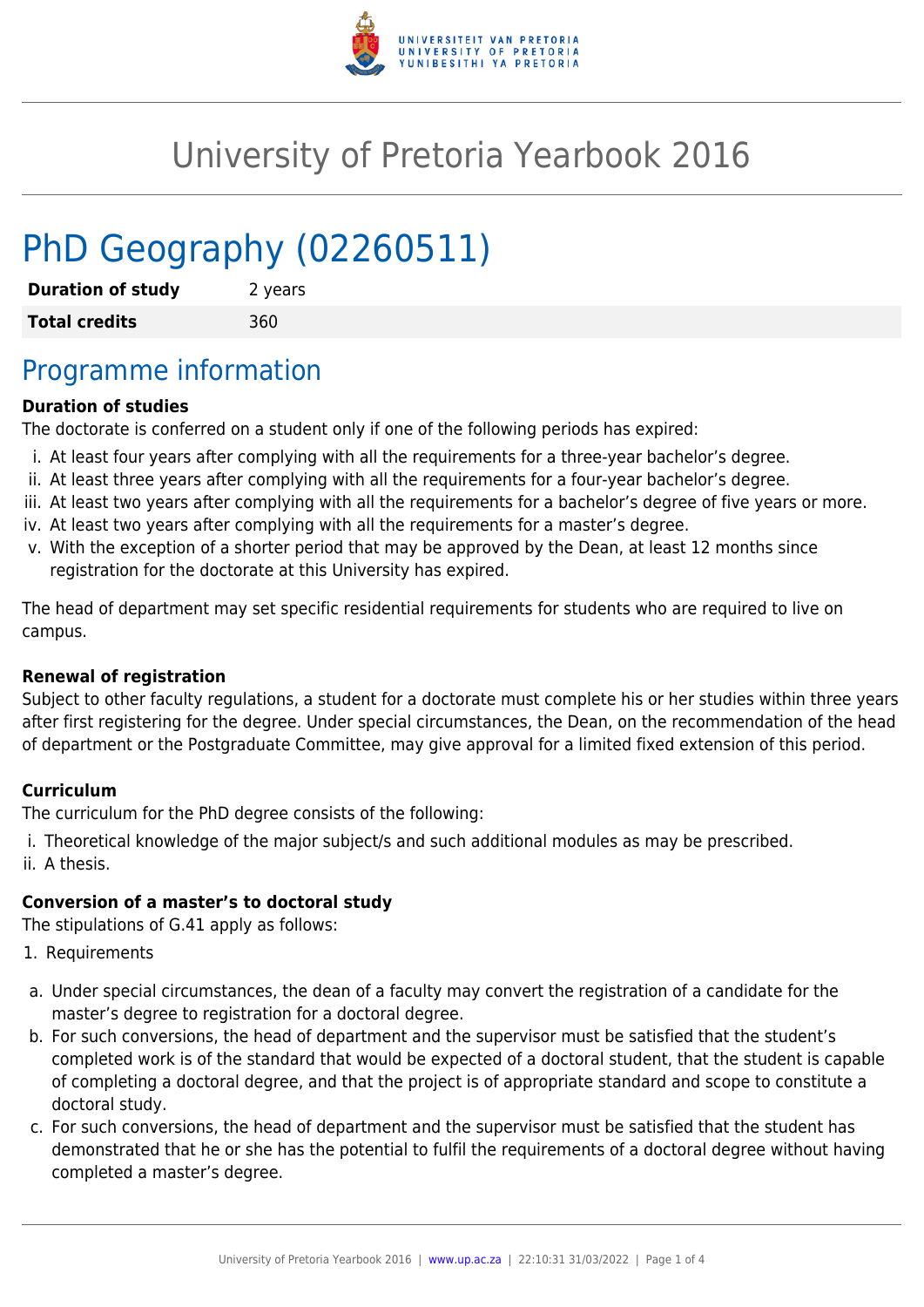# University of Pretoria Yearbook 2016

# PhD Geography (02260511)

| **Duration of study** | 2 years |
| --- | --- |
| **Total credits** | 360 |

## Programme information

**Duration of studies**

The doctorate is conferred on a student only if one of the following periods has expired:

i. At least four years after complying with all the requirements for a three-year bachelor's degree.
ii. At least three years after complying with all the requirements for a four-year bachelor's degree.
iii. At least two years after complying with all the requirements for a bachelor's degree of five years or more.
iv. At least two years after complying with all the requirements for a master's degree.
v. With the exception of a shorter period that may be approved by the Dean, at least 12 months since registration for the doctorate at this University has expired.

The head of department may set specific residential requirements for students who are required to live on campus.

**Renewal of registration**

Subject to other faculty regulations, a student for a doctorate must complete his or her studies within three years after first registering for the degree. Under special circumstances, the Dean, on the recommendation of the head of department or the Postgraduate Committee, may give approval for a limited fixed extension of this period.

**Curriculum**

The curriculum for the PhD degree consists of the following:

i. Theoretical knowledge of the major subject/s and such additional modules as may be prescribed.
ii. A thesis.

**Conversion of a master's to doctoral study**

The stipulations of G.41 apply as follows:

1. Requirements

a. Under special circumstances, the dean of a faculty may convert the registration of a candidate for the master's degree to registration for a doctoral degree.
b. For such conversions, the head of department and the supervisor must be satisfied that the student's completed work is of the standard that would be expected of a doctoral student, that the student is capable of completing a doctoral degree, and that the project is of appropriate standard and scope to constitute a doctoral study.
c. For such conversions, the head of department and the supervisor must be satisfied that the student has demonstrated that he or she has the potential to fulfil the requirements of a doctoral degree without having completed a master's degree.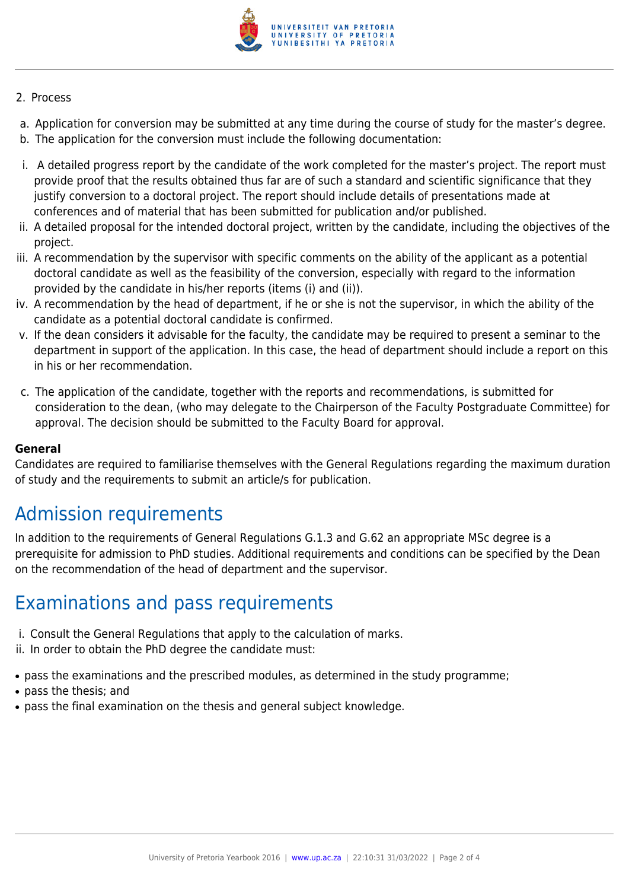2. Process

a. Application for conversion may be submitted at any time during the course of study for the master's degree.
b. The application for the conversion must include the following documentation:

i. A detailed progress report by the candidate of the work completed for the master's project. The report must provide proof that the results obtained thus far are of such a standard and scientific significance that they justify conversion to a doctoral project. The report should include details of presentations made at conferences and of material that has been submitted for publication and/or published.
ii. A detailed proposal for the intended doctoral project, written by the candidate, including the objectives of the project.
iii. A recommendation by the supervisor with specific comments on the ability of the applicant as a potential doctoral candidate as well as the feasibility of the conversion, especially with regard to the information provided by the candidate in his/her reports (items (i) and (ii)).
iv. A recommendation by the head of department, if he or she is not the supervisor, in which the ability of the candidate as a potential doctoral candidate is confirmed.
v. If the dean considers it advisable for the faculty, the candidate may be required to present a seminar to the department in support of the application. In this case, the head of department should include a report on this in his or her recommendation.

c. The application of the candidate, together with the reports and recommendations, is submitted for consideration to the dean, (who may delegate to the Chairperson of the Faculty Postgraduate Committee) for approval. The decision should be submitted to the Faculty Board for approval.

**General**
Candidates are required to familiarise themselves with the General Regulations regarding the maximum duration of study and the requirements to submit an article/s for publication.

# Admission requirements

In addition to the requirements of General Regulations G.1.3 and G.62 an appropriate MSc degree is a prerequisite for admission to PhD studies. Additional requirements and conditions can be specified by the Dean on the recommendation of the head of department and the supervisor.

# Examinations and pass requirements

i. Consult the General Regulations that apply to the calculation of marks.
ii. In order to obtain the PhD degree the candidate must:

- pass the examinations and the prescribed modules, as determined in the study programme;
- pass the thesis; and
- pass the final examination on the thesis and general subject knowledge.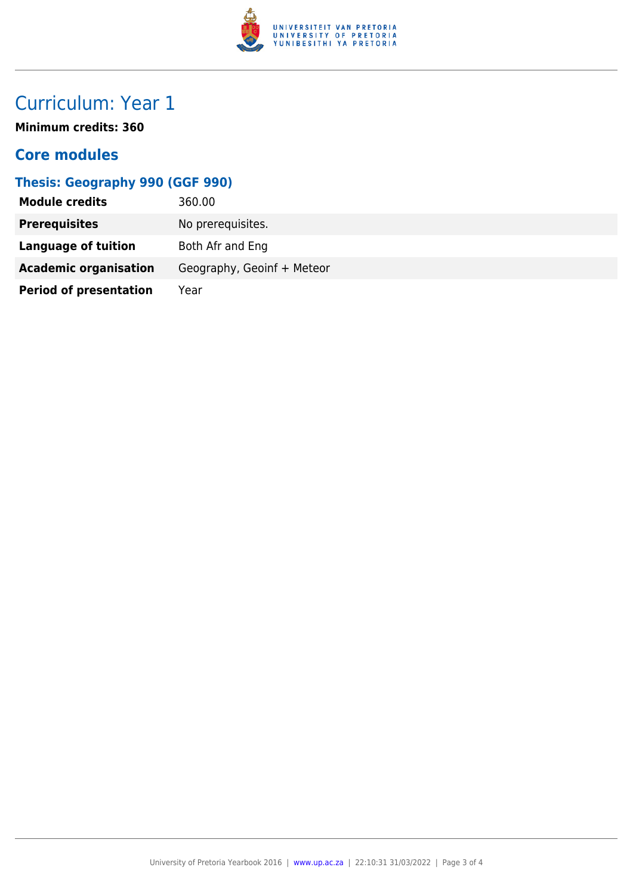# Curriculum: Year 1

**Minimum credits: 360**

## Core modules

### Thesis: Geography 990 (GGF 990)

| | |
|---|---|
| **Module credits** | 360.00 |
| **Prerequisites** | No prerequisites. |
| **Language of tuition** | Both Afr and Eng |
| **Academic organisation** | Geography, Geoinf + Meteor |
| **Period of presentation** | Year |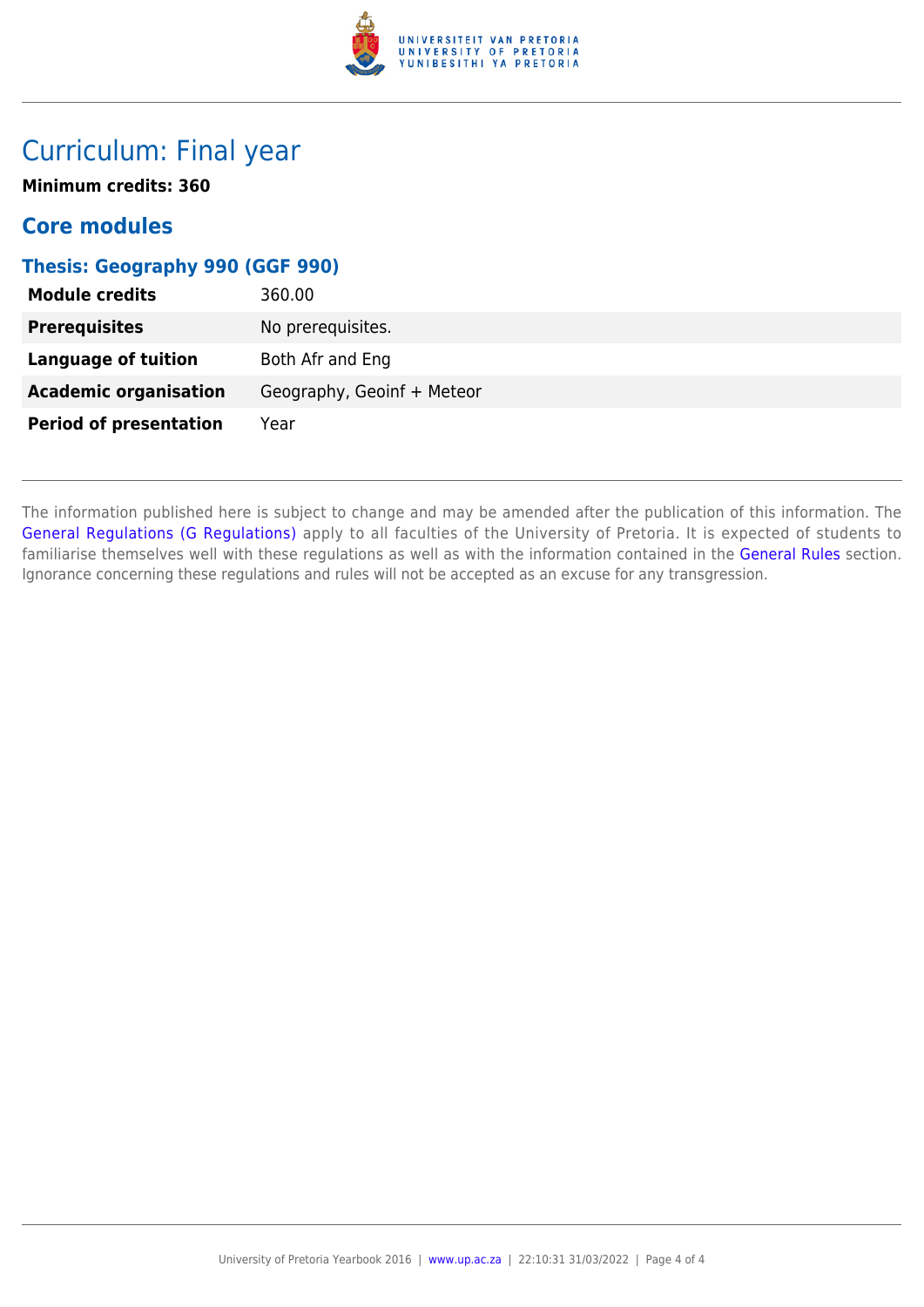# Curriculum: Final year

**Minimum credits: 360**

## Core modules

### Thesis: Geography 990 (GGF 990)

| | |
|---|---|
| **Module credits** | 360.00 |
| **Prerequisites** | No prerequisites. |
| **Language of tuition** | Both Afr and Eng |
| **Academic organisation** | Geography, Geoinf + Meteor |
| **Period of presentation** | Year |

The information published here is subject to change and may be amended after the publication of this information. The General Regulations (G Regulations) apply to all faculties of the University of Pretoria. It is expected of students to familiarise themselves well with these regulations as well as with the information contained in the General Rules section. Ignorance concerning these regulations and rules will not be accepted as an excuse for any transgression.